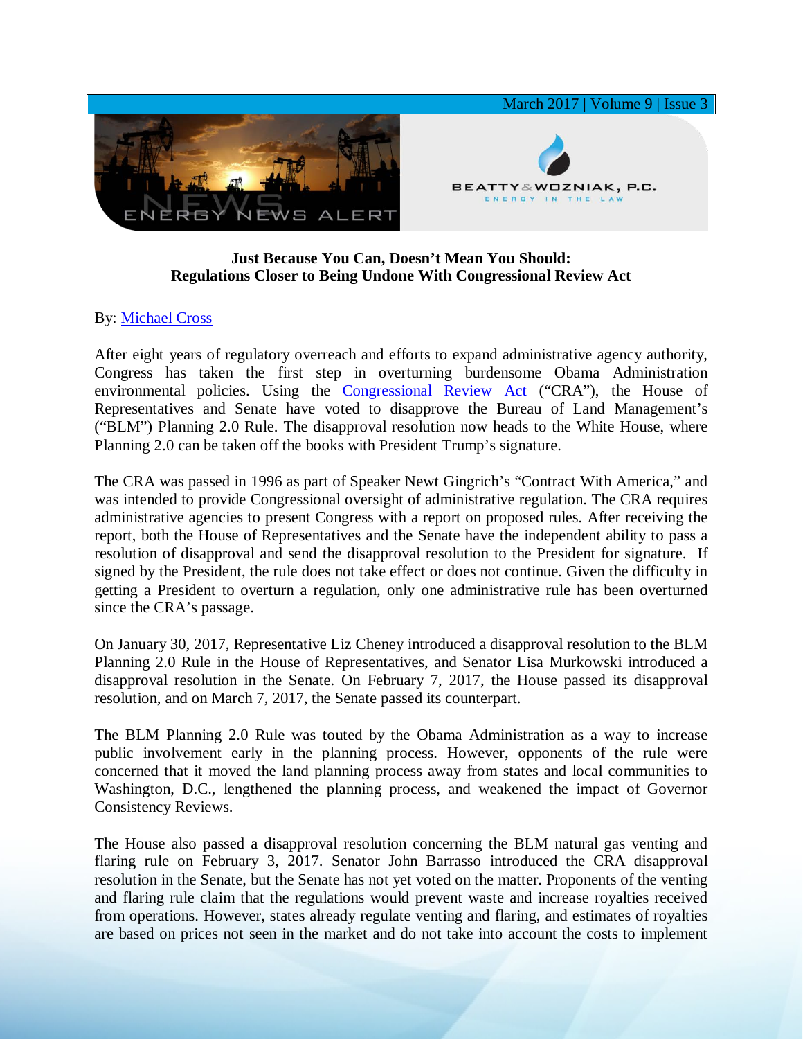# Just Because You Can, Doesn't Mean You Should: Regulations Closer to Being Undone With Congressional Review Act

By: Michael Cross

After eight years of regulatory overreach and efforts to expand administrative agency authority, Congress has taken the first step in overturning burdensome Obama Administration environmental policies. Using the Congressional Review Act ("CRA"), the House of Representatives and Senate have voted to disapprove the Bureau of Land Management's ("BLM") Planning 2.0 Rule. The disapproval resolution now heads to the White House, where Planning 2.0 can be taken off the books with President Trump's signature.

The CRA was passed in 1996 as part of Speaker Newt Gingrich's "Contract With America," and was intended to provide Congressional oversight of administrative regulation. The CRA requires administrative agencies to present Congress with a report on proposed rules. After receiving the report, both the House of Representatives and the Senate have the independent ability to pass a resolution of disapproval and send the disapproval resolution to the President for signature. If signed by the President, the rule does not take effect or does not continue. Given the difficulty in getting a President to overturn a regulation, only one administrative rule has been overturned since the CRA's passage.

On January 30, 2017, Representative Liz Cheney introduced a disapproval resolution to the BLM Planning 2.0 Rule in the House of Representatives, and Senator Lisa Murkowski introduced a disapproval resolution in the Senate. On February 7, 2017, the House passed its disapproval resolution, and on March 7, 2017, the Senate passed its counterpart.

The BLM Planning 2.0 Rule was touted by the Obama Administration as a way to increase public involvement early in the planning process. However, opponents of the rule were concerned that it moved the land planning process away from states and local communities to Washington, D.C., lengthened the planning process, and weakened the impact of Governor Consistency Reviews.

The House also passed a disapproval resolution concerning the BLM natural gas venting and flaring rule on February 3, 2017. Senator John Barrasso introduced the CRA disapproval resolution in the Senate, but the Senate has not yet voted on the matter. Proponents of the venting and flaring rule claim that the regulations would prevent waste and increase royalties received from operations. However, states already regulate venting and flaring, and estimates of royalties are based on prices not seen in the market and do not take into account the costs to implement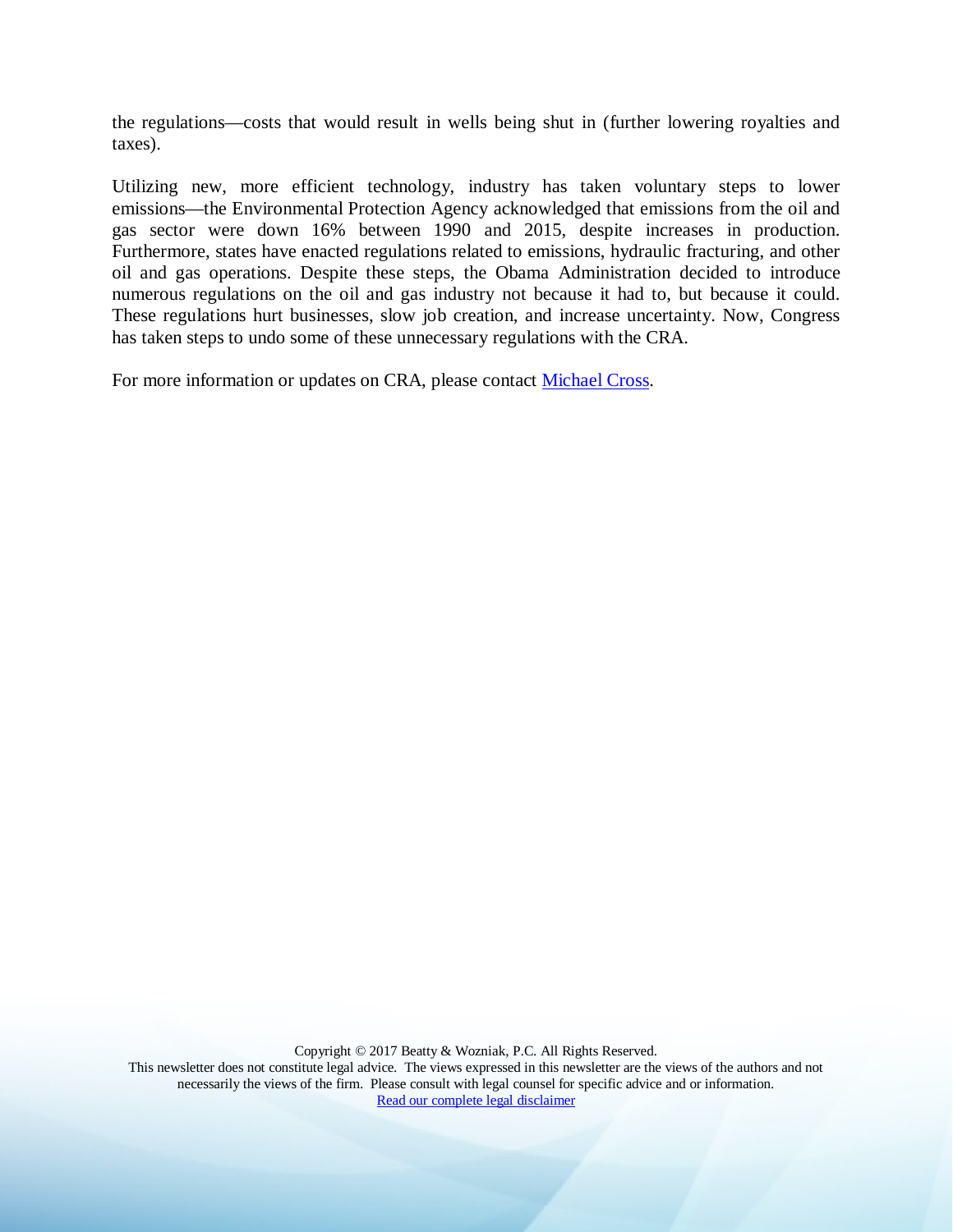the regulations—costs that would result in wells being shut in (further lowering royalties and taxes).

Utilizing new, more efficient technology, industry has taken voluntary steps to lower emissions—the Environmental Protection Agency acknowledged that emissions from the oil and gas sector were down 16% between 1990 and 2015, despite increases in production. Furthermore, states have enacted regulations related to emissions, hydraulic fracturing, and other oil and gas operations. Despite these steps, the Obama Administration decided to introduce numerous regulations on the oil and gas industry not because it had to, but because it could. These regulations hurt businesses, slow job creation, and increase uncertainty. Now, Congress has taken steps to undo some of these unnecessary regulations with the CRA.

For more information or updates on CRA, please contact [Michael Cross](#).

Copyright © 2017 Beatty & Wozniak, P.C. All Rights Reserved.
This newsletter does not constitute legal advice. The views expressed in this newsletter are the views of the authors and not necessarily the views of the firm. Please consult with legal counsel for specific advice and or information.
[Read our complete legal disclaimer](#)